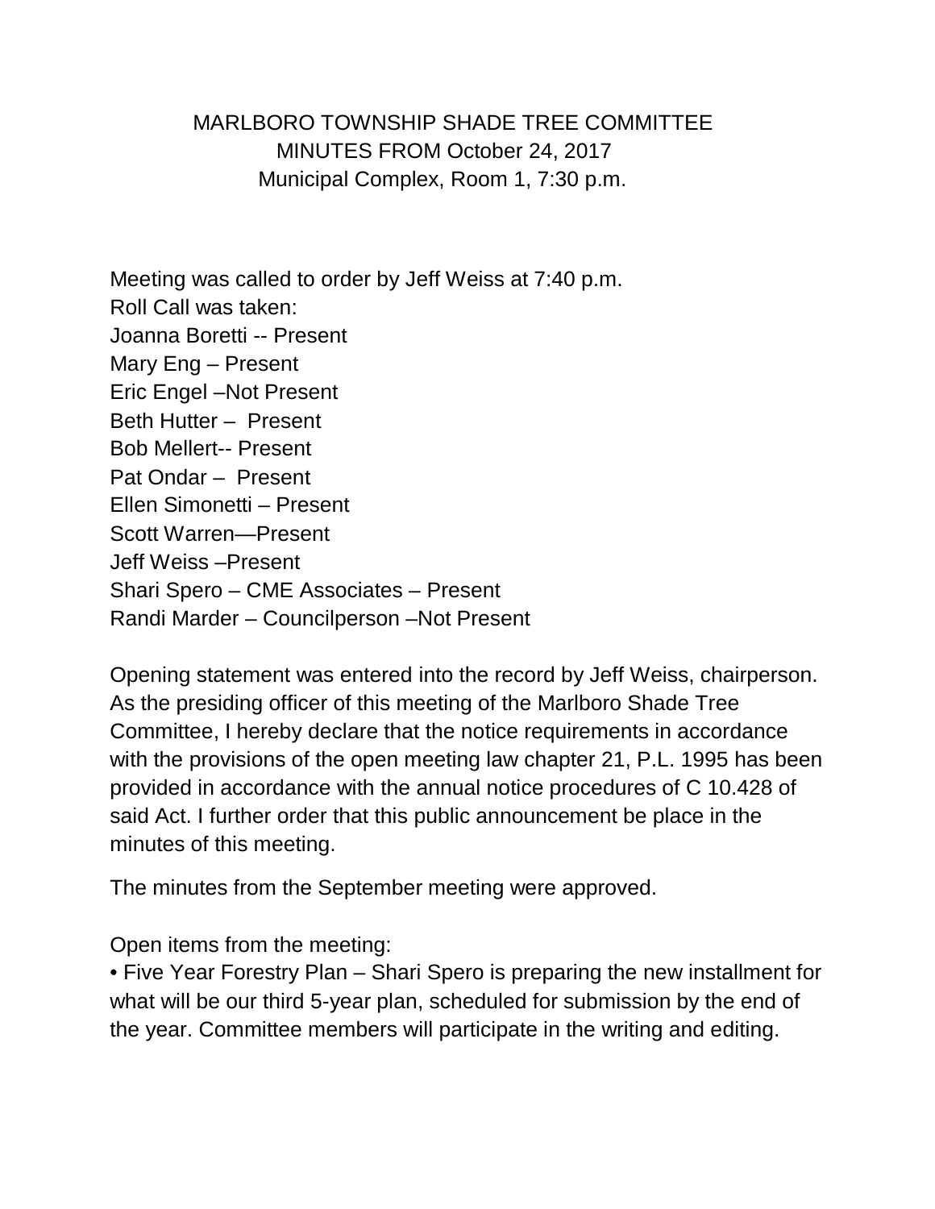# MARLBORO TOWNSHIP SHADE TREE COMMITTEE
## MINUTES FROM October 24, 2017
### Municipal Complex, Room 1, 7:30 p.m.

Meeting was called to order by Jeff Weiss at 7:40 p.m.
Roll Call was taken:
Joanna Boretti -- Present
Mary Eng – Present
Eric Engel –Not Present
Beth Hutter – Present
Bob Mellert-- Present
Pat Ondar – Present
Ellen Simonetti – Present
Scott Warren—Present
Jeff Weiss –Present
Shari Spero – CME Associates – Present
Randi Marder – Councilperson –Not Present

Opening statement was entered into the record by Jeff Weiss, chairperson. As the presiding officer of this meeting of the Marlboro Shade Tree Committee, I hereby declare that the notice requirements in accordance with the provisions of the open meeting law chapter 21, P.L. 1995 has been provided in accordance with the annual notice procedures of C 10.428 of said Act. I further order that this public announcement be place in the minutes of this meeting.

The minutes from the September meeting were approved.

Open items from the meeting:

- Five Year Forestry Plan – Shari Spero is preparing the new installment for what will be our third 5-year plan, scheduled for submission by the end of the year. Committee members will participate in the writing and editing.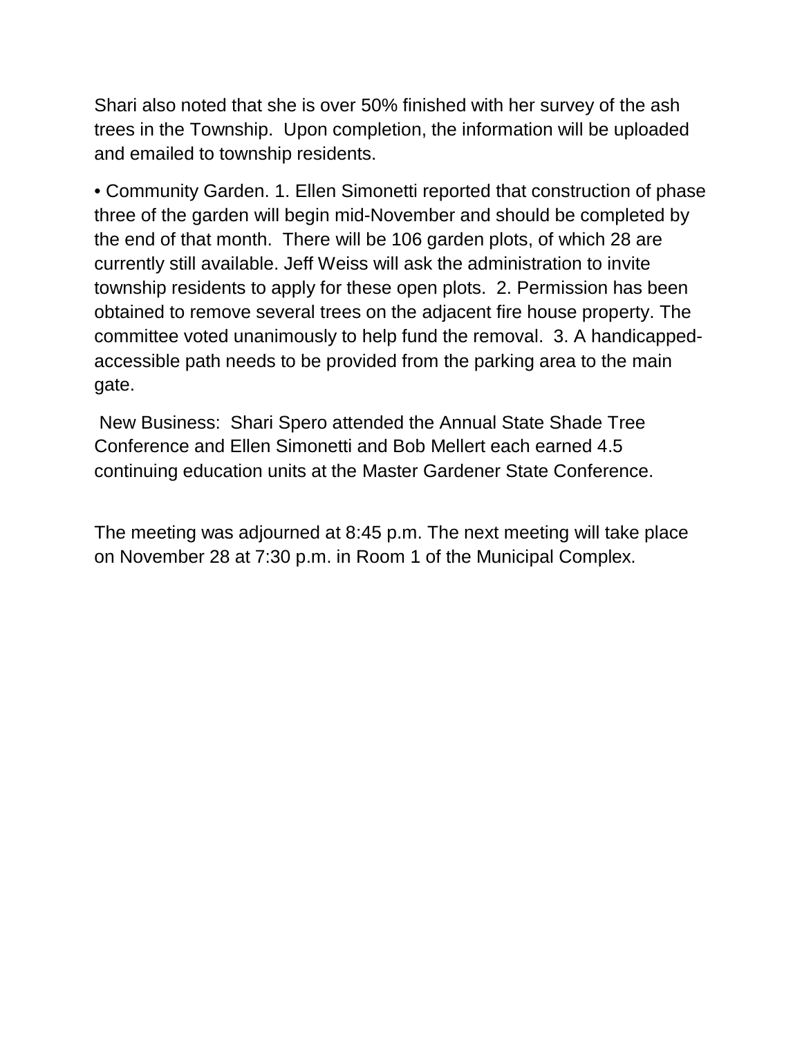Shari also noted that she is over 50% finished with her survey of the ash trees in the Township. Upon completion, the information will be uploaded and emailed to township residents.

• Community Garden. 1. Ellen Simonetti reported that construction of phase three of the garden will begin mid-November and should be completed by the end of that month. There will be 106 garden plots, of which 28 are currently still available. Jeff Weiss will ask the administration to invite township residents to apply for these open plots. 2. Permission has been obtained to remove several trees on the adjacent fire house property. The committee voted unanimously to help fund the removal. 3. A handicapped-accessible path needs to be provided from the parking area to the main gate.

New Business: Shari Spero attended the Annual State Shade Tree Conference and Ellen Simonetti and Bob Mellert each earned 4.5 continuing education units at the Master Gardener State Conference.

The meeting was adjourned at 8:45 p.m. The next meeting will take place on November 28 at 7:30 p.m. in Room 1 of the Municipal Complex.